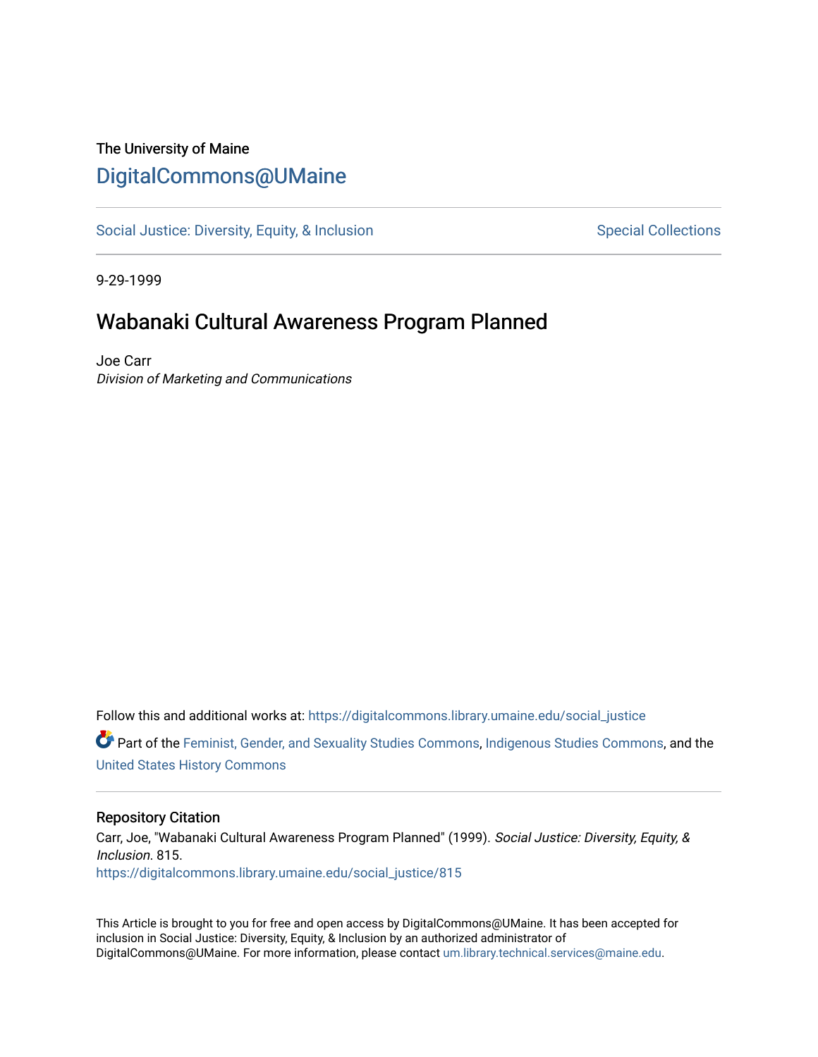The University of Maine

# DigitalCommons@UMaine

Social Justice: Diversity, Equity, & Inclusion

Special Collections

9-29-1999

## Wabanaki Cultural Awareness Program Planned

Joe Carr

*Division of Marketing and Communications*

Follow this and additional works at: https://digitalcommons.library.umaine.edu/social_justice

Part of the Feminist, Gender, and Sexuality Studies Commons, Indigenous Studies Commons, and the United States History Commons

### Repository Citation

Carr, Joe, "Wabanaki Cultural Awareness Program Planned" (1999). *Social Justice: Diversity, Equity, & Inclusion*. 815.
https://digitalcommons.library.umaine.edu/social_justice/815

This Article is brought to you for free and open access by DigitalCommons@UMaine. It has been accepted for inclusion in Social Justice: Diversity, Equity, & Inclusion by an authorized administrator of DigitalCommons@UMaine. For more information, please contact um.library.technical.services@maine.edu.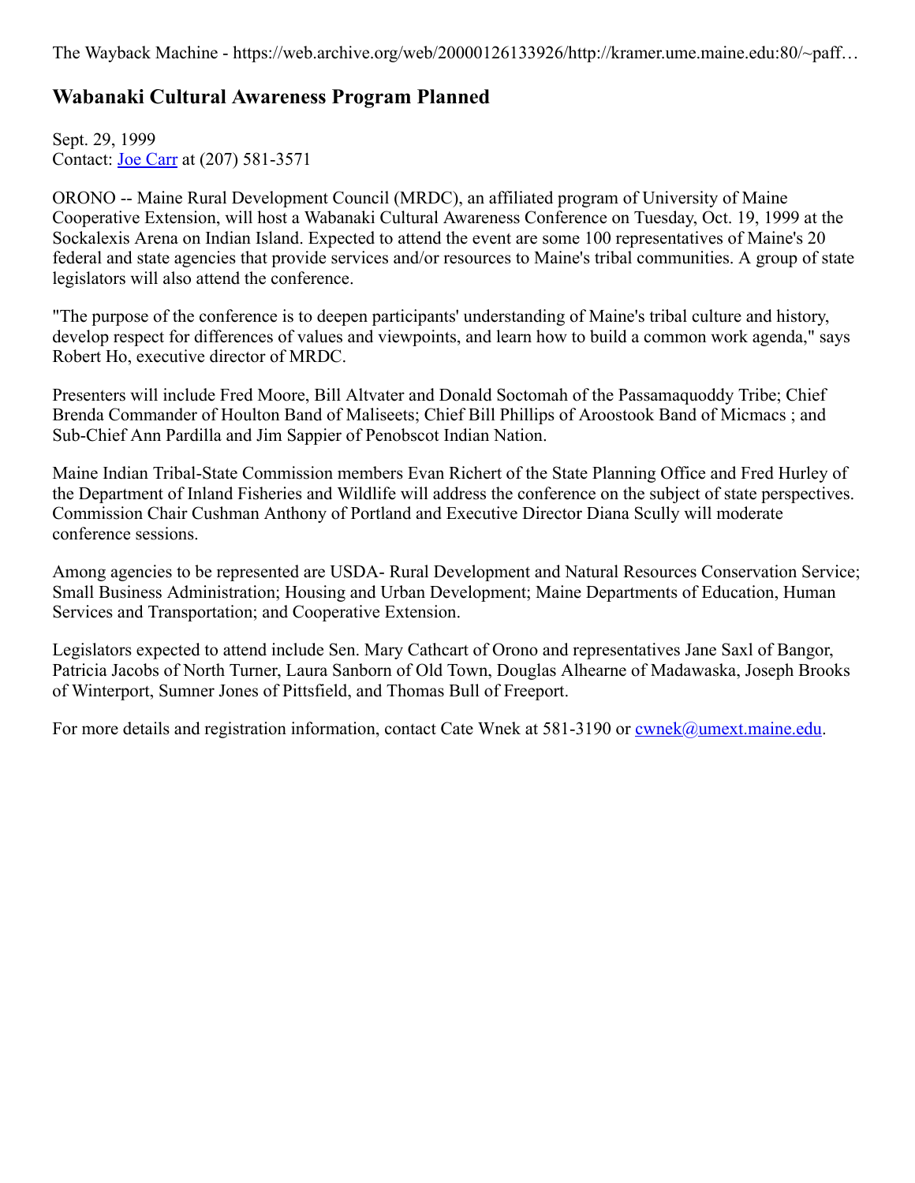## Wabanaki Cultural Awareness Program Planned

Sept. 29, 1999
Contact: Joe Carr at (207) 581-3571

ORONO -- Maine Rural Development Council (MRDC), an affiliated program of University of Maine Cooperative Extension, will host a Wabanaki Cultural Awareness Conference on Tuesday, Oct. 19, 1999 at the Sockalexis Arena on Indian Island. Expected to attend the event are some 100 representatives of Maine's 20 federal and state agencies that provide services and/or resources to Maine's tribal communities. A group of state legislators will also attend the conference.

"The purpose of the conference is to deepen participants' understanding of Maine's tribal culture and history, develop respect for differences of values and viewpoints, and learn how to build a common work agenda," says Robert Ho, executive director of MRDC.

Presenters will include Fred Moore, Bill Altvater and Donald Soctomah of the Passamaquoddy Tribe; Chief Brenda Commander of Houlton Band of Maliseets; Chief Bill Phillips of Aroostook Band of Micmacs ; and Sub-Chief Ann Pardilla and Jim Sappier of Penobscot Indian Nation.

Maine Indian Tribal-State Commission members Evan Richert of the State Planning Office and Fred Hurley of the Department of Inland Fisheries and Wildlife will address the conference on the subject of state perspectives. Commission Chair Cushman Anthony of Portland and Executive Director Diana Scully will moderate conference sessions.

Among agencies to be represented are USDA- Rural Development and Natural Resources Conservation Service; Small Business Administration; Housing and Urban Development; Maine Departments of Education, Human Services and Transportation; and Cooperative Extension.

Legislators expected to attend include Sen. Mary Cathcart of Orono and representatives Jane Saxl of Bangor, Patricia Jacobs of North Turner, Laura Sanborn of Old Town, Douglas Alhearne of Madawaska, Joseph Brooks of Winterport, Sumner Jones of Pittsfield, and Thomas Bull of Freeport.

For more details and registration information, contact Cate Wnek at 581-3190 or cwnek@umext.maine.edu.